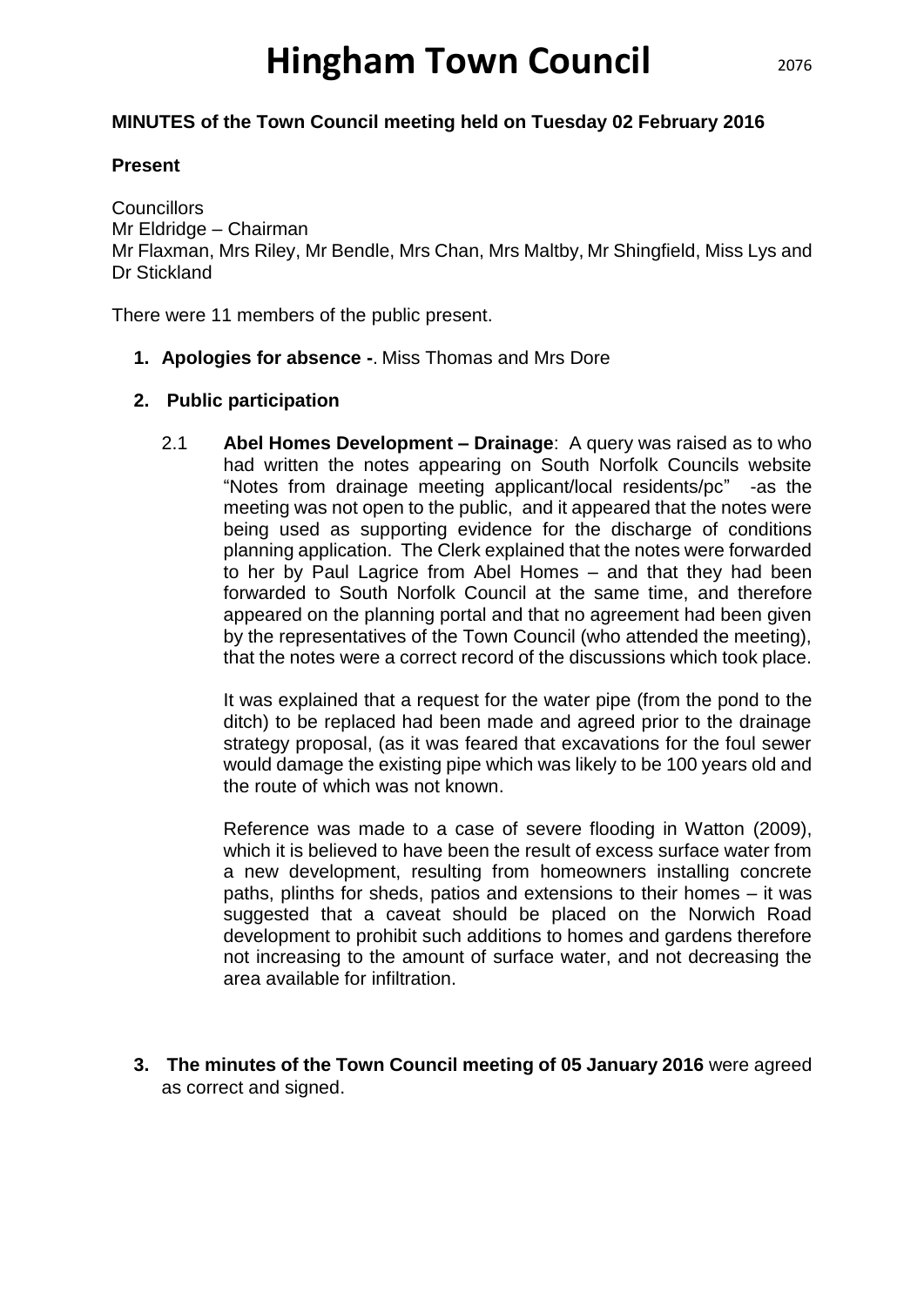# Hingham Town Council

**MINUTES of the Town Council meeting held on Tuesday 02 February 2016**

**Present**

Councillors
Mr Eldridge – Chairman
Mr Flaxman, Mrs Riley, Mr Bendle, Mrs Chan, Mrs Maltby, Mr Shingfield, Miss Lys and Dr Stickland

There were 11 members of the public present.

1. **Apologies for absence -**. Miss Thomas and Mrs Dore

2. **Public participation**

   2.1 **Abel Homes Development – Drainage**: A query was raised as to who had written the notes appearing on South Norfolk Councils website "Notes from drainage meeting applicant/local residents/pc" -as the meeting was not open to the public, and it appeared that the notes were being used as supporting evidence for the discharge of conditions planning application. The Clerk explained that the notes were forwarded to her by Paul Lagrice from Abel Homes – and that they had been forwarded to South Norfolk Council at the same time, and therefore appeared on the planning portal and that no agreement had been given by the representatives of the Town Council (who attended the meeting), that the notes were a correct record of the discussions which took place.

   It was explained that a request for the water pipe (from the pond to the ditch) to be replaced had been made and agreed prior to the drainage strategy proposal, (as it was feared that excavations for the foul sewer would damage the existing pipe which was likely to be 100 years old and the route of which was not known.

   Reference was made to a case of severe flooding in Watton (2009), which it is believed to have been the result of excess surface water from a new development, resulting from homeowners installing concrete paths, plinths for sheds, patios and extensions to their homes – it was suggested that a caveat should be placed on the Norwich Road development to prohibit such additions to homes and gardens therefore not increasing to the amount of surface water, and not decreasing the area available for infiltration.

3. **The minutes of the Town Council meeting of 05 January 2016** were agreed as correct and signed.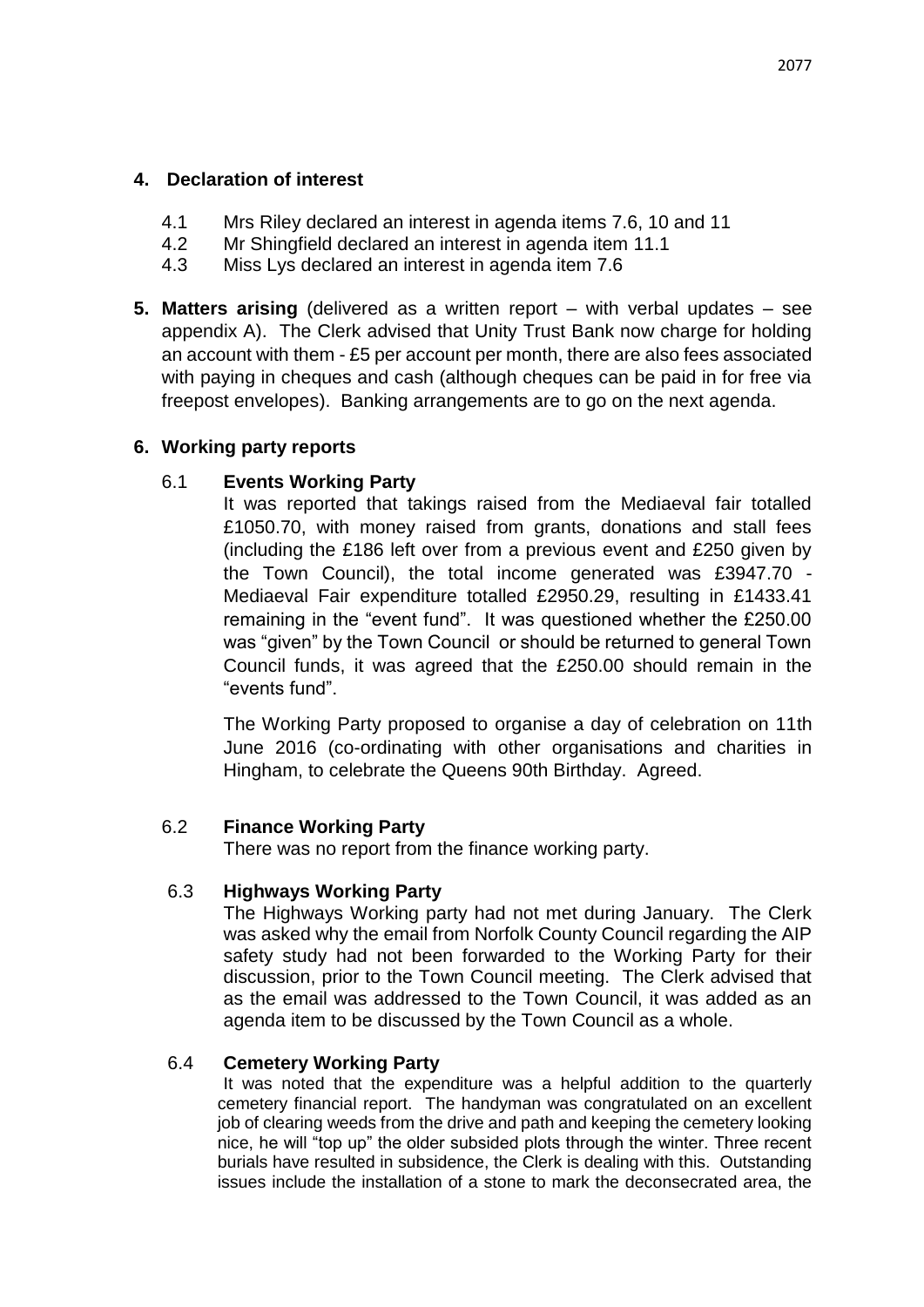## 4. Declaration of interest

- 4.1 Mrs Riley declared an interest in agenda items 7.6, 10 and 11
- 4.2 Mr Shingfield declared an interest in agenda item 11.1
- 4.3 Miss Lys declared an interest in agenda item 7.6

## 5. Matters arising

**5. Matters arising** (delivered as a written report – with verbal updates – see appendix A). The Clerk advised that Unity Trust Bank now charge for holding an account with them - £5 per account per month, there are also fees associated with paying in cheques and cash (although cheques can be paid in for free via freepost envelopes). Banking arrangements are to go on the next agenda.

## 6. Working party reports

### 6.1 Events Working Party

It was reported that takings raised from the Mediaeval fair totalled £1050.70, with money raised from grants, donations and stall fees (including the £186 left over from a previous event and £250 given by the Town Council), the total income generated was £3947.70 - Mediaeval Fair expenditure totalled £2950.29, resulting in £1433.41 remaining in the "event fund". It was questioned whether the £250.00 was "given" by the Town Council or should be returned to general Town Council funds, it was agreed that the £250.00 should remain in the "events fund".

The Working Party proposed to organise a day of celebration on 11th June 2016 (co-ordinating with other organisations and charities in Hingham, to celebrate the Queens 90th Birthday. Agreed.

### 6.2 Finance Working Party

There was no report from the finance working party.

### 6.3 Highways Working Party

The Highways Working party had not met during January. The Clerk was asked why the email from Norfolk County Council regarding the AIP safety study had not been forwarded to the Working Party for their discussion, prior to the Town Council meeting. The Clerk advised that as the email was addressed to the Town Council, it was added as an agenda item to be discussed by the Town Council as a whole.

### 6.4 Cemetery Working Party

It was noted that the expenditure was a helpful addition to the quarterly cemetery financial report. The handyman was congratulated on an excellent job of clearing weeds from the drive and path and keeping the cemetery looking nice, he will "top up" the older subsided plots through the winter. Three recent burials have resulted in subsidence, the Clerk is dealing with this. Outstanding issues include the installation of a stone to mark the deconsecrated area, the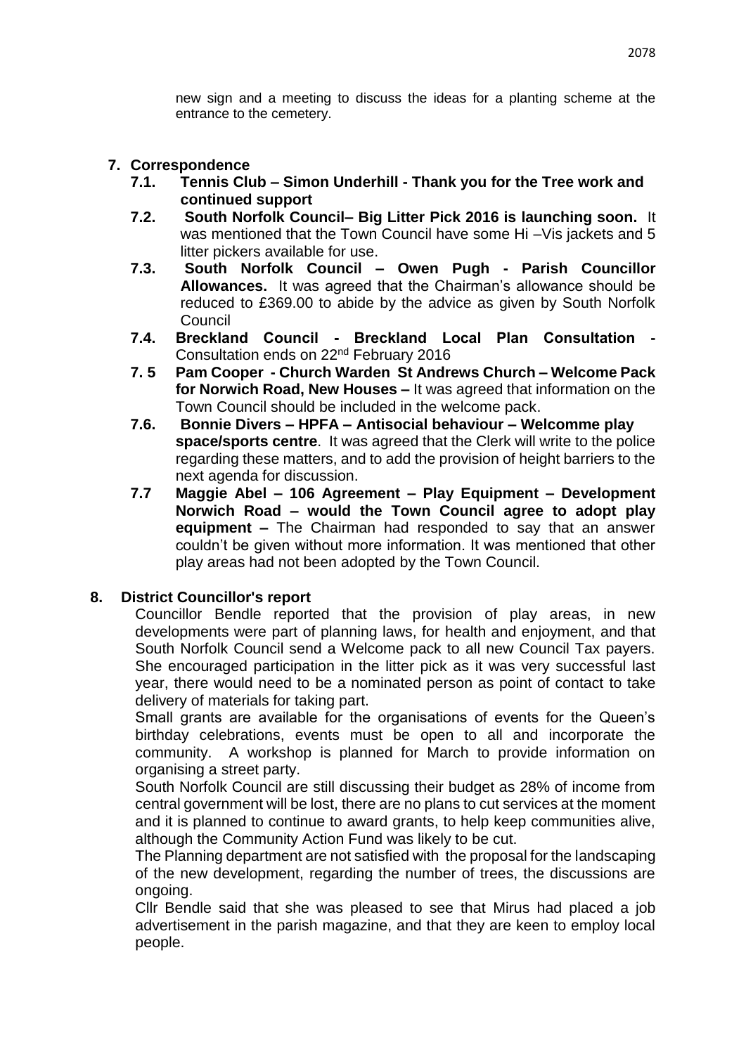new sign and a meeting to discuss the ideas for a planting scheme at the entrance to the cemetery.

## 7. Correspondence

**7.1. Tennis Club – Simon Underhill - Thank you for the Tree work and continued support**

**7.2. South Norfolk Council– Big Litter Pick 2016 is launching soon.** It was mentioned that the Town Council have some Hi –Vis jackets and 5 litter pickers available for use.

**7.3. South Norfolk Council – Owen Pugh - Parish Councillor Allowances.** It was agreed that the Chairman's allowance should be reduced to £369.00 to abide by the advice as given by South Norfolk Council

**7.4. Breckland Council - Breckland Local Plan Consultation -** Consultation ends on 22nd February 2016

**7. 5 Pam Cooper - Church Warden St Andrews Church – Welcome Pack for Norwich Road, New Houses –** It was agreed that information on the Town Council should be included in the welcome pack.

**7.6. Bonnie Divers – HPFA – Antisocial behaviour – Welcomme play space/sports centre**. It was agreed that the Clerk will write to the police regarding these matters, and to add the provision of height barriers to the next agenda for discussion.

**7.7 Maggie Abel – 106 Agreement – Play Equipment – Development Norwich Road – would the Town Council agree to adopt play equipment –** The Chairman had responded to say that an answer couldn't be given without more information. It was mentioned that other play areas had not been adopted by the Town Council.

## 8. District Councillor's report

Councillor Bendle reported that the provision of play areas, in new developments were part of planning laws, for health and enjoyment, and that South Norfolk Council send a Welcome pack to all new Council Tax payers. She encouraged participation in the litter pick as it was very successful last year, there would need to be a nominated person as point of contact to take delivery of materials for taking part.

Small grants are available for the organisations of events for the Queen's birthday celebrations, events must be open to all and incorporate the community. A workshop is planned for March to provide information on organising a street party.

South Norfolk Council are still discussing their budget as 28% of income from central government will be lost, there are no plans to cut services at the moment and it is planned to continue to award grants, to help keep communities alive, although the Community Action Fund was likely to be cut.

The Planning department are not satisfied with the proposal for the landscaping of the new development, regarding the number of trees, the discussions are ongoing.

Cllr Bendle said that she was pleased to see that Mirus had placed a job advertisement in the parish magazine, and that they are keen to employ local people.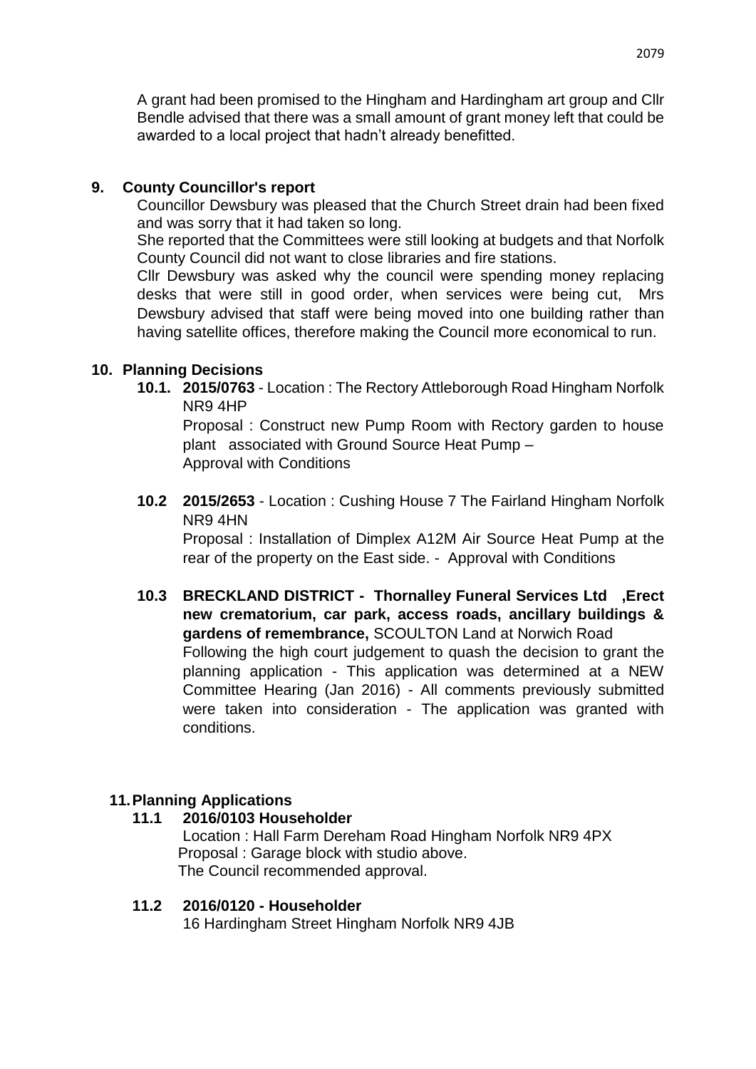A grant had been promised to the Hingham and Hardingham art group and Cllr Bendle advised that there was a small amount of grant money left that could be awarded to a local project that hadn't already benefitted.

## 9. County Councillor's report

Councillor Dewsbury was pleased that the Church Street drain had been fixed and was sorry that it had taken so long.

She reported that the Committees were still looking at budgets and that Norfolk County Council did not want to close libraries and fire stations.

Cllr Dewsbury was asked why the council were spending money replacing desks that were still in good order, when services were being cut, Mrs Dewsbury advised that staff were being moved into one building rather than having satellite offices, therefore making the Council more economical to run.

## 10. Planning Decisions

**10.1. 2015/0763** - Location : The Rectory Attleborough Road Hingham Norfolk NR9 4HP

Proposal : Construct new Pump Room with Rectory garden to house plant associated with Ground Source Heat Pump –
Approval with Conditions

**10.2 2015/2653** - Location : Cushing House 7 The Fairland Hingham Norfolk NR9 4HN

Proposal : Installation of Dimplex A12M Air Source Heat Pump at the rear of the property on the East side. - Approval with Conditions

**10.3 BRECKLAND DISTRICT - Thornalley Funeral Services Ltd ,Erect new crematorium, car park, access roads, ancillary buildings & gardens of remembrance,** SCOULTON Land at Norwich Road

Following the high court judgement to quash the decision to grant the planning application - This application was determined at a NEW Committee Hearing (Jan 2016) - All comments previously submitted were taken into consideration - The application was granted with conditions.

## 11. Planning Applications

**11.1 2016/0103 Householder**

Location : Hall Farm Dereham Road Hingham Norfolk NR9 4PX
Proposal : Garage block with studio above.
The Council recommended approval.

**11.2 2016/0120 - Householder**

16 Hardingham Street Hingham Norfolk NR9 4JB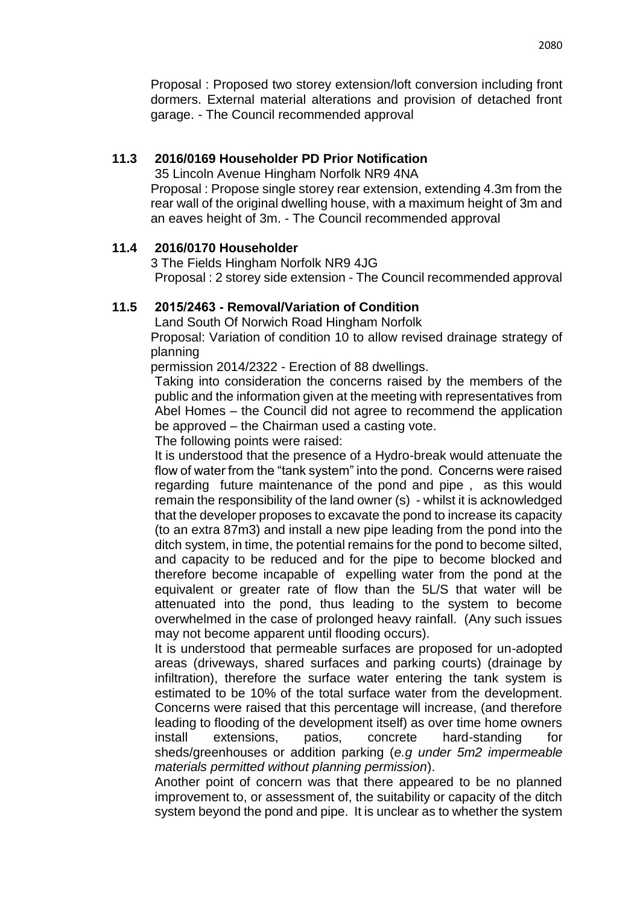Proposal : Proposed two storey extension/loft conversion including front dormers. External material alterations and provision of detached front garage. - The Council recommended approval

**11.3 2016/0169 Householder PD Prior Notification**

35 Lincoln Avenue Hingham Norfolk NR9 4NA

Proposal : Propose single storey rear extension, extending 4.3m from the rear wall of the original dwelling house, with a maximum height of 3m and an eaves height of 3m. - The Council recommended approval

**11.4 2016/0170 Householder**

3 The Fields Hingham Norfolk NR9 4JG

Proposal : 2 storey side extension - The Council recommended approval

**11.5 2015/2463 - Removal/Variation of Condition**

Land South Of Norwich Road Hingham Norfolk

Proposal: Variation of condition 10 to allow revised drainage strategy of planning

permission 2014/2322 - Erection of 88 dwellings.

Taking into consideration the concerns raised by the members of the public and the information given at the meeting with representatives from Abel Homes – the Council did not agree to recommend the application be approved – the Chairman used a casting vote.

The following points were raised:

It is understood that the presence of a Hydro-break would attenuate the flow of water from the "tank system" into the pond. Concerns were raised regarding future maintenance of the pond and pipe , as this would remain the responsibility of the land owner (s) - whilst it is acknowledged that the developer proposes to excavate the pond to increase its capacity (to an extra 87m3) and install a new pipe leading from the pond into the ditch system, in time, the potential remains for the pond to become silted, and capacity to be reduced and for the pipe to become blocked and therefore become incapable of expelling water from the pond at the equivalent or greater rate of flow than the 5L/S that water will be attenuated into the pond, thus leading to the system to become overwhelmed in the case of prolonged heavy rainfall. (Any such issues may not become apparent until flooding occurs).

It is understood that permeable surfaces are proposed for un-adopted areas (driveways, shared surfaces and parking courts) (drainage by infiltration), therefore the surface water entering the tank system is estimated to be 10% of the total surface water from the development. Concerns were raised that this percentage will increase, (and therefore leading to flooding of the development itself) as over time home owners install extensions, patios, concrete hard-standing for sheds/greenhouses or addition parking (*e.g under 5m2 impermeable materials permitted without planning permission*).

Another point of concern was that there appeared to be no planned improvement to, or assessment of, the suitability or capacity of the ditch system beyond the pond and pipe. It is unclear as to whether the system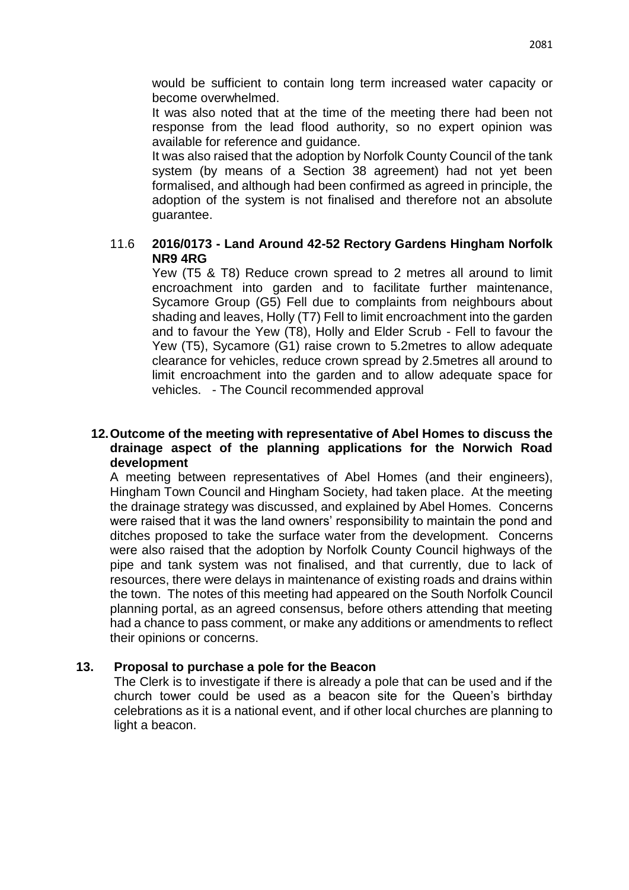would be sufficient to contain long term increased water capacity or become overwhelmed.

It was also noted that at the time of the meeting there had been not response from the lead flood authority, so no expert opinion was available for reference and guidance.

It was also raised that the adoption by Norfolk County Council of the tank system (by means of a Section 38 agreement) had not yet been formalised, and although had been confirmed as agreed in principle, the adoption of the system is not finalised and therefore not an absolute guarantee.

11.6 **2016/0173 - Land Around 42-52 Rectory Gardens Hingham Norfolk NR9 4RG**

Yew (T5 & T8) Reduce crown spread to 2 metres all around to limit encroachment into garden and to facilitate further maintenance, Sycamore Group (G5) Fell due to complaints from neighbours about shading and leaves, Holly (T7) Fell to limit encroachment into the garden and to favour the Yew (T8), Holly and Elder Scrub - Fell to favour the Yew (T5), Sycamore (G1) raise crown to 5.2metres to allow adequate clearance for vehicles, reduce crown spread by 2.5metres all around to limit encroachment into the garden and to allow adequate space for vehicles. - The Council recommended approval

## 12. Outcome of the meeting with representative of Abel Homes to discuss the drainage aspect of the planning applications for the Norwich Road development

A meeting between representatives of Abel Homes (and their engineers), Hingham Town Council and Hingham Society, had taken place. At the meeting the drainage strategy was discussed, and explained by Abel Homes. Concerns were raised that it was the land owners' responsibility to maintain the pond and ditches proposed to take the surface water from the development. Concerns were also raised that the adoption by Norfolk County Council highways of the pipe and tank system was not finalised, and that currently, due to lack of resources, there were delays in maintenance of existing roads and drains within the town. The notes of this meeting had appeared on the South Norfolk Council planning portal, as an agreed consensus, before others attending that meeting had a chance to pass comment, or make any additions or amendments to reflect their opinions or concerns.

## 13. Proposal to purchase a pole for the Beacon

The Clerk is to investigate if there is already a pole that can be used and if the church tower could be used as a beacon site for the Queen's birthday celebrations as it is a national event, and if other local churches are planning to light a beacon.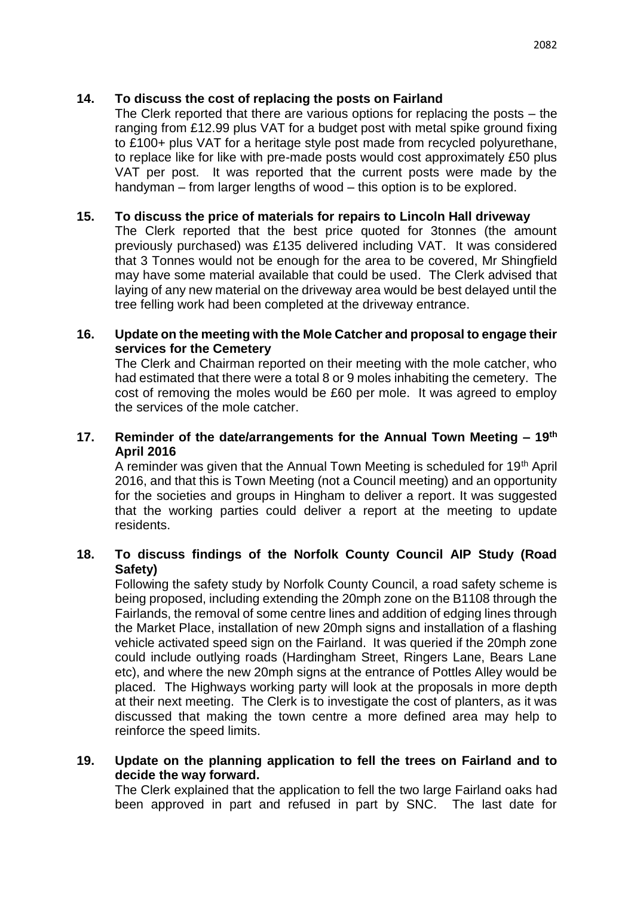**14. To discuss the cost of replacing the posts on Fairland**

The Clerk reported that there are various options for replacing the posts – the ranging from £12.99 plus VAT for a budget post with metal spike ground fixing to £100+ plus VAT for a heritage style post made from recycled polyurethane, to replace like for like with pre-made posts would cost approximately £50 plus VAT per post. It was reported that the current posts were made by the handyman – from larger lengths of wood – this option is to be explored.

**15. To discuss the price of materials for repairs to Lincoln Hall driveway**

The Clerk reported that the best price quoted for 3tonnes (the amount previously purchased) was £135 delivered including VAT. It was considered that 3 Tonnes would not be enough for the area to be covered, Mr Shingfield may have some material available that could be used. The Clerk advised that laying of any new material on the driveway area would be best delayed until the tree felling work had been completed at the driveway entrance.

**16. Update on the meeting with the Mole Catcher and proposal to engage their services for the Cemetery**

The Clerk and Chairman reported on their meeting with the mole catcher, who had estimated that there were a total 8 or 9 moles inhabiting the cemetery. The cost of removing the moles would be £60 per mole. It was agreed to employ the services of the mole catcher.

**17. Reminder of the date/arrangements for the Annual Town Meeting – 19th April 2016**

A reminder was given that the Annual Town Meeting is scheduled for 19th April 2016, and that this is Town Meeting (not a Council meeting) and an opportunity for the societies and groups in Hingham to deliver a report. It was suggested that the working parties could deliver a report at the meeting to update residents.

**18. To discuss findings of the Norfolk County Council AIP Study (Road Safety)**

Following the safety study by Norfolk County Council, a road safety scheme is being proposed, including extending the 20mph zone on the B1108 through the Fairlands, the removal of some centre lines and addition of edging lines through the Market Place, installation of new 20mph signs and installation of a flashing vehicle activated speed sign on the Fairland. It was queried if the 20mph zone could include outlying roads (Hardingham Street, Ringers Lane, Bears Lane etc), and where the new 20mph signs at the entrance of Pottles Alley would be placed. The Highways working party will look at the proposals in more depth at their next meeting. The Clerk is to investigate the cost of planters, as it was discussed that making the town centre a more defined area may help to reinforce the speed limits.

**19. Update on the planning application to fell the trees on Fairland and to decide the way forward.**

The Clerk explained that the application to fell the two large Fairland oaks had been approved in part and refused in part by SNC. The last date for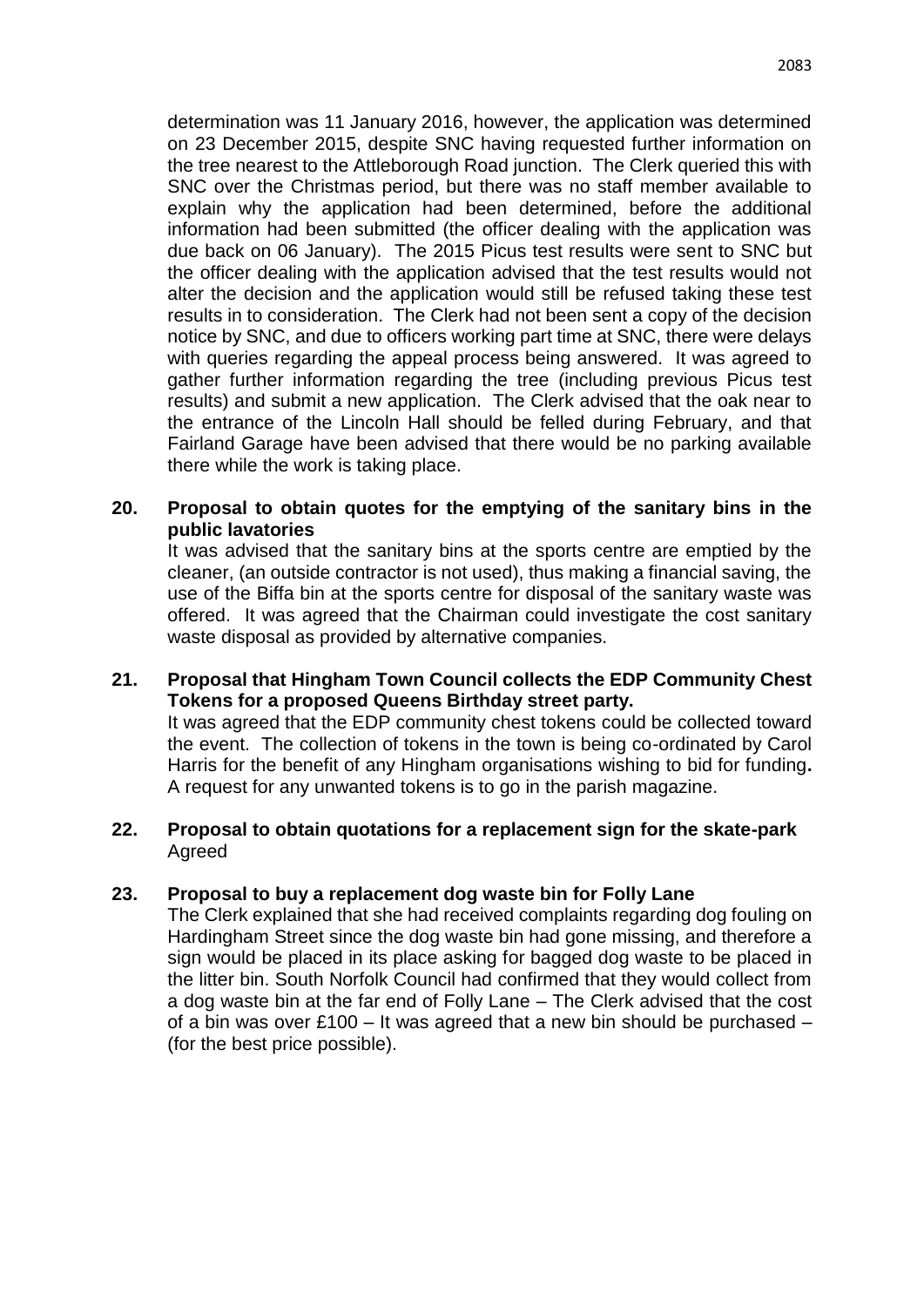determination was 11 January 2016, however, the application was determined on 23 December 2015, despite SNC having requested further information on the tree nearest to the Attleborough Road junction. The Clerk queried this with SNC over the Christmas period, but there was no staff member available to explain why the application had been determined, before the additional information had been submitted (the officer dealing with the application was due back on 06 January). The 2015 Picus test results were sent to SNC but the officer dealing with the application advised that the test results would not alter the decision and the application would still be refused taking these test results in to consideration. The Clerk had not been sent a copy of the decision notice by SNC, and due to officers working part time at SNC, there were delays with queries regarding the appeal process being answered. It was agreed to gather further information regarding the tree (including previous Picus test results) and submit a new application. The Clerk advised that the oak near to the entrance of the Lincoln Hall should be felled during February, and that Fairland Garage have been advised that there would be no parking available there while the work is taking place.

**20. Proposal to obtain quotes for the emptying of the sanitary bins in the public lavatories**

It was advised that the sanitary bins at the sports centre are emptied by the cleaner, (an outside contractor is not used), thus making a financial saving, the use of the Biffa bin at the sports centre for disposal of the sanitary waste was offered. It was agreed that the Chairman could investigate the cost sanitary waste disposal as provided by alternative companies.

**21. Proposal that Hingham Town Council collects the EDP Community Chest Tokens for a proposed Queens Birthday street party.**

It was agreed that the EDP community chest tokens could be collected toward the event. The collection of tokens in the town is being co-ordinated by Carol Harris for the benefit of any Hingham organisations wishing to bid for funding**.** A request for any unwanted tokens is to go in the parish magazine.

**22. Proposal to obtain quotations for a replacement sign for the skate-park**

Agreed

**23. Proposal to buy a replacement dog waste bin for Folly Lane**

The Clerk explained that she had received complaints regarding dog fouling on Hardingham Street since the dog waste bin had gone missing, and therefore a sign would be placed in its place asking for bagged dog waste to be placed in the litter bin. South Norfolk Council had confirmed that they would collect from a dog waste bin at the far end of Folly Lane – The Clerk advised that the cost of a bin was over £100 – It was agreed that a new bin should be purchased – (for the best price possible).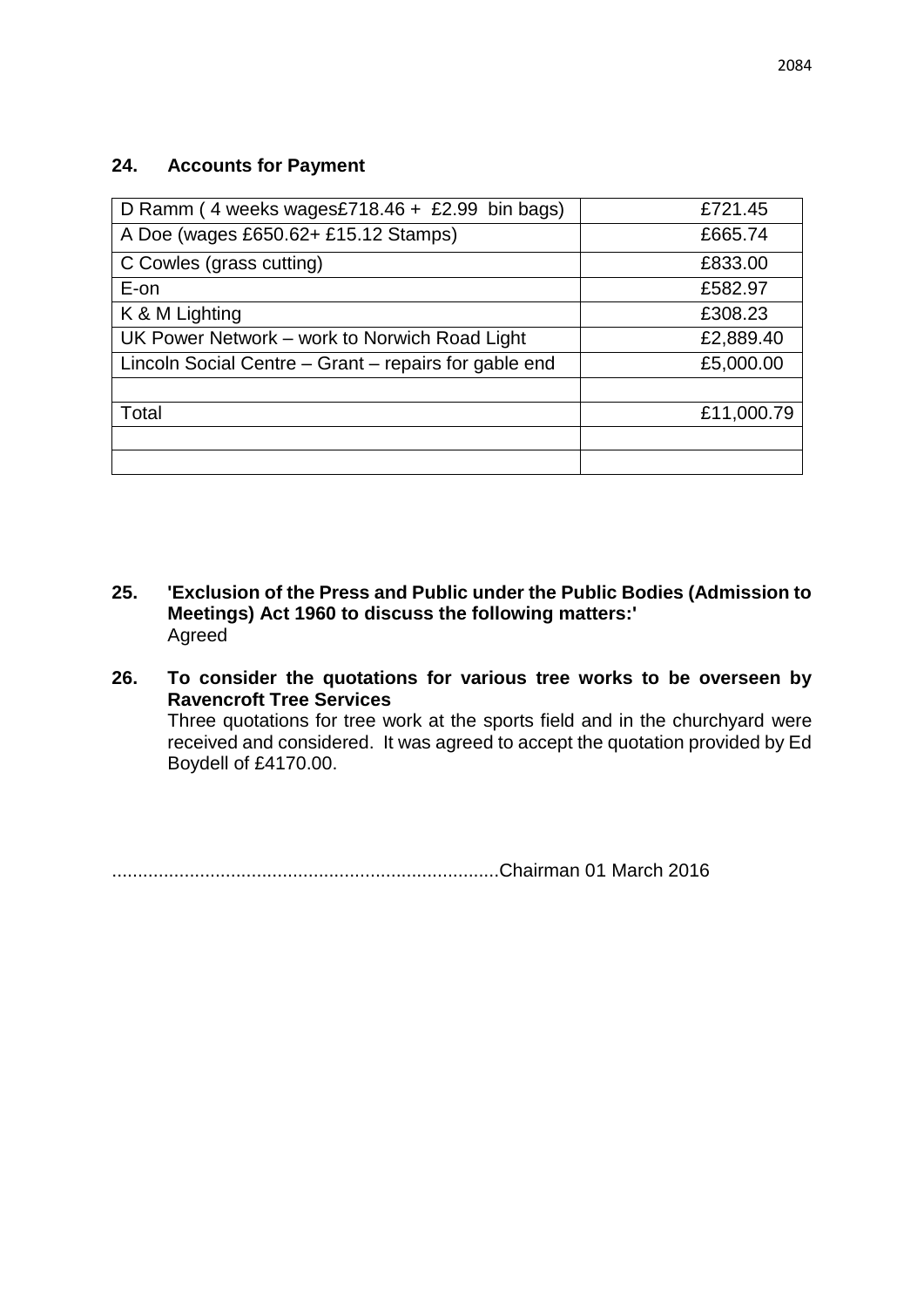## 24. Accounts for Payment

| | |
|---|---|
| D Ramm ( 4 weeks wages£718.46 + £2.99 bin bags) | £721.45 |
| A Doe (wages £650.62+ £15.12 Stamps) | £665.74 |
| C Cowles (grass cutting) | £833.00 |
| E-on | £582.97 |
| K & M Lighting | £308.23 |
| UK Power Network – work to Norwich Road Light | £2,889.40 |
| Lincoln Social Centre – Grant – repairs for gable end | £5,000.00 |
| | |
| Total | £11,000.79 |
| | |
| | |

**25. 'Exclusion of the Press and Public under the Public Bodies (Admission to Meetings) Act 1960 to discuss the following matters:'**
Agreed

**26. To consider the quotations for various tree works to be overseen by Ravencroft Tree Services**
Three quotations for tree work at the sports field and in the churchyard were received and considered. It was agreed to accept the quotation provided by Ed Boydell of £4170.00.

..........................................................................Chairman 01 March 2016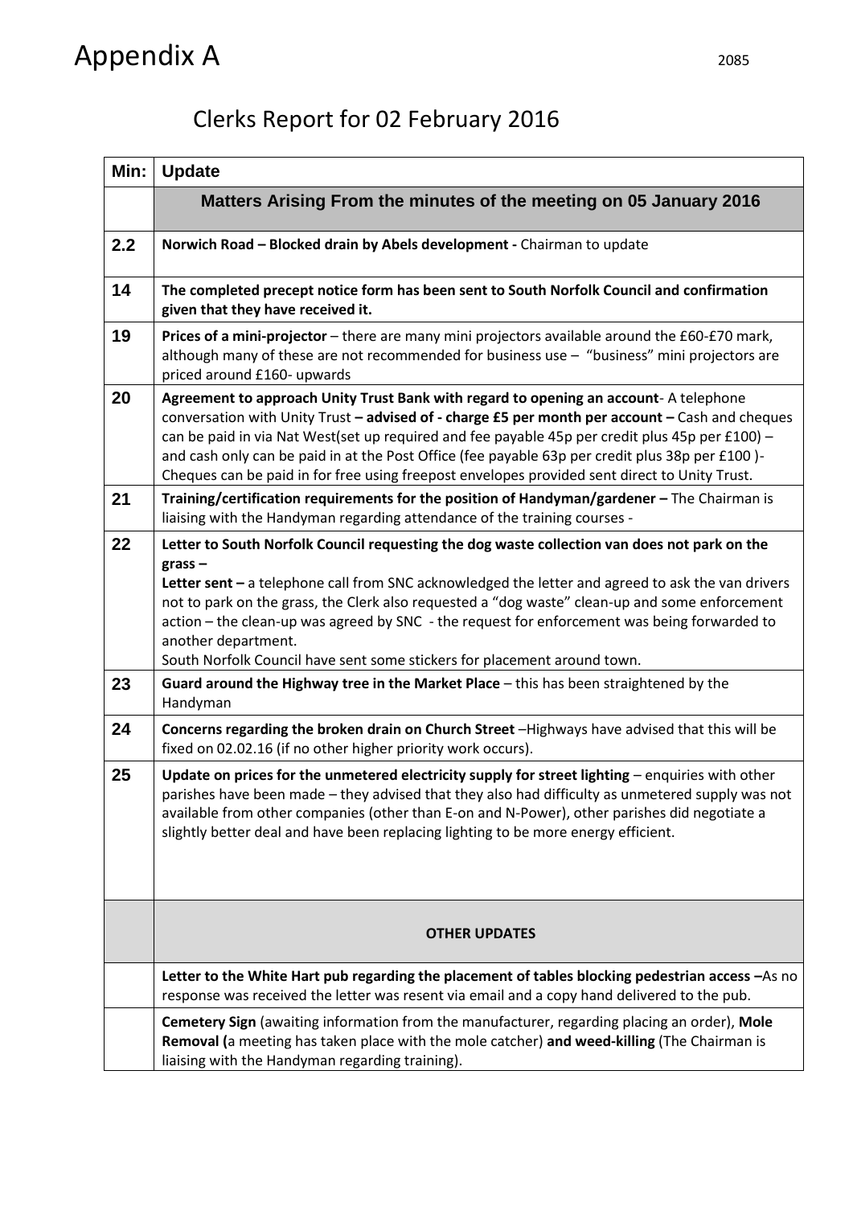# Appendix A

2085

## Clerks Report for 02 February 2016

| Min: | Update |
|---|---|
| | **Matters Arising From the minutes of the meeting on 05 January 2016** |
| 2.2 | **Norwich Road – Blocked drain by Abels development -** Chairman to update |
| 14 | **The completed precept notice form has been sent to South Norfolk Council and confirmation given that they have received it.** |
| 19 | **Prices of a mini-projector** – there are many mini projectors available around the £60-£70 mark, although many of these are not recommended for business use – "business" mini projectors are priced around £160- upwards |
| 20 | **Agreement to approach Unity Trust Bank with regard to opening an account**- A telephone conversation with Unity Trust **– advised of - charge £5 per month per account –** Cash and cheques can be paid in via Nat West(set up required and fee payable 45p per credit plus 45p per £100) – and cash only can be paid in at the Post Office (fee payable 63p per credit plus 38p per £100 )- Cheques can be paid in for free using freepost envelopes provided sent direct to Unity Trust. |
| 21 | **Training/certification requirements for the position of Handyman/gardener –** The Chairman is liaising with the Handyman regarding attendance of the training courses - |
| 22 | **Letter to South Norfolk Council requesting the dog waste collection van does not park on the grass –** <br> **Letter sent –** a telephone call from SNC acknowledged the letter and agreed to ask the van drivers not to park on the grass, the Clerk also requested a "dog waste" clean-up and some enforcement action – the clean-up was agreed by SNC - the request for enforcement was being forwarded to another department. <br> South Norfolk Council have sent some stickers for placement around town. |
| 23 | **Guard around the Highway tree in the Market Place** – this has been straightened by the Handyman |
| 24 | **Concerns regarding the broken drain on Church Street** –Highways have advised that this will be fixed on 02.02.16 (if no other higher priority work occurs). |
| 25 | **Update on prices for the unmetered electricity supply for street lighting** – enquiries with other parishes have been made – they advised that they also had difficulty as unmetered supply was not available from other companies (other than E-on and N-Power), other parishes did negotiate a slightly better deal and have been replacing lighting to be more energy efficient. |
| | **OTHER UPDATES** |
| | **Letter to the White Hart pub regarding the placement of tables blocking pedestrian access –**As no response was received the letter was resent via email and a copy hand delivered to the pub. |
| | **Cemetery Sign** (awaiting information from the manufacturer, regarding placing an order), **Mole Removal (**a meeting has taken place with the mole catcher) **and weed-killing** (The Chairman is liaising with the Handyman regarding training). |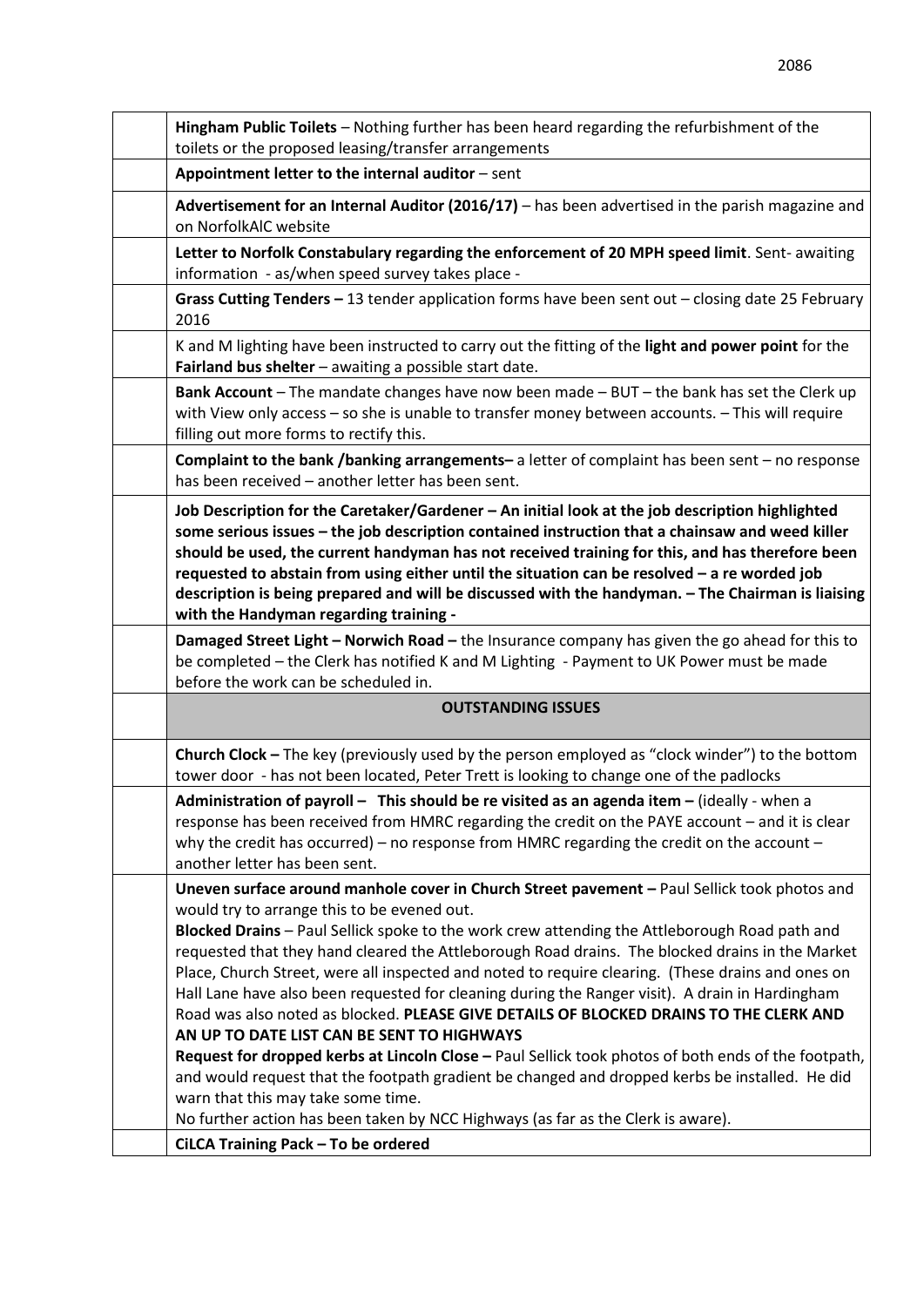| | |
|---|---|
| | **Hingham Public Toilets** – Nothing further has been heard regarding the refurbishment of the toilets or the proposed leasing/transfer arrangements |
| | **Appointment letter to the internal auditor** – sent |
| | **Advertisement for an Internal Auditor (2016/17)** – has been advertised in the parish magazine and on NorfolkAlC website |
| | **Letter to Norfolk Constabulary regarding the enforcement of 20 MPH speed limit**. Sent- awaiting information - as/when speed survey takes place - |
| | **Grass Cutting Tenders –** 13 tender application forms have been sent out – closing date 25 February 2016 |
| | K and M lighting have been instructed to carry out the fitting of the **light and power point** for the **Fairland bus shelter** – awaiting a possible start date. |
| | **Bank Account** – The mandate changes have now been made – BUT – the bank has set the Clerk up with View only access – so she is unable to transfer money between accounts. – This will require filling out more forms to rectify this. |
| | **Complaint to the bank /banking arrangements–** a letter of complaint has been sent – no response has been received – another letter has been sent. |
| | **Job Description for the Caretaker/Gardener – An initial look at the job description highlighted some serious issues – the job description contained instruction that a chainsaw and weed killer should be used, the current handyman has not received training for this, and has therefore been requested to abstain from using either until the situation can be resolved – a re worded job description is being prepared and will be discussed with the handyman. – The Chairman is liaising with the Handyman regarding training -** |
| | **Damaged Street Light – Norwich Road –** the Insurance company has given the go ahead for this to be completed – the Clerk has notified K and M Lighting - Payment to UK Power must be made before the work can be scheduled in. |
| | **OUTSTANDING ISSUES** |
| | **Church Clock –** The key (previously used by the person employed as "clock winder") to the bottom tower door - has not been located, Peter Trett is looking to change one of the padlocks |
| | **Administration of payroll – This should be re visited as an agenda item –** (ideally - when a response has been received from HMRC regarding the credit on the PAYE account – and it is clear why the credit has occurred) – no response from HMRC regarding the credit on the account – another letter has been sent. |
| | **Uneven surface around manhole cover in Church Street pavement –** Paul Sellick took photos and would try to arrange this to be evened out.<br>**Blocked Drains** – Paul Sellick spoke to the work crew attending the Attleborough Road path and requested that they hand cleared the Attleborough Road drains. The blocked drains in the Market Place, Church Street, were all inspected and noted to require clearing. (These drains and ones on Hall Lane have also been requested for cleaning during the Ranger visit). A drain in Hardingham Road was also noted as blocked. **PLEASE GIVE DETAILS OF BLOCKED DRAINS TO THE CLERK AND AN UP TO DATE LIST CAN BE SENT TO HIGHWAYS**<br>**Request for dropped kerbs at Lincoln Close –** Paul Sellick took photos of both ends of the footpath, and would request that the footpath gradient be changed and dropped kerbs be installed. He did warn that this may take some time.<br>No further action has been taken by NCC Highways (as far as the Clerk is aware). |
| | **CiLCA Training Pack – To be ordered** |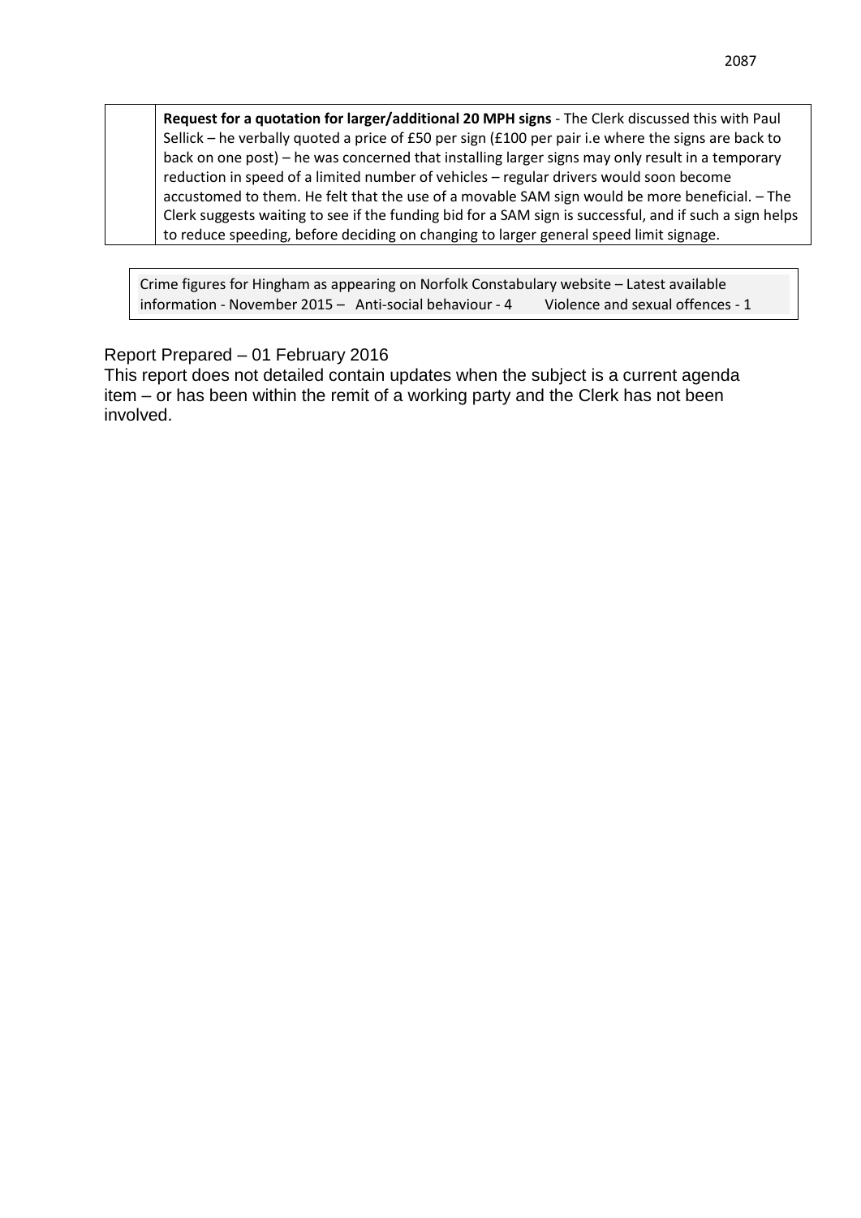| | |
|---|---|
| | **Request for a quotation for larger/additional 20 MPH signs** - The Clerk discussed this with Paul Sellick – he verbally quoted a price of £50 per sign (£100 per pair i.e where the signs are back to back on one post) – he was concerned that installing larger signs may only result in a temporary reduction in speed of a limited number of vehicles – regular drivers would soon become accustomed to them. He felt that the use of a movable SAM sign would be more beneficial. – The Clerk suggests waiting to see if the funding bid for a SAM sign is successful, and if such a sign helps to reduce speeding, before deciding on changing to larger general speed limit signage. |

Crime figures for Hingham as appearing on Norfolk Constabulary website – Latest available information - November 2015 – Anti-social behaviour - 4 Violence and sexual offences - 1

Report Prepared – 01 February 2016

This report does not detailed contain updates when the subject is a current agenda item – or has been within the remit of a working party and the Clerk has not been involved.